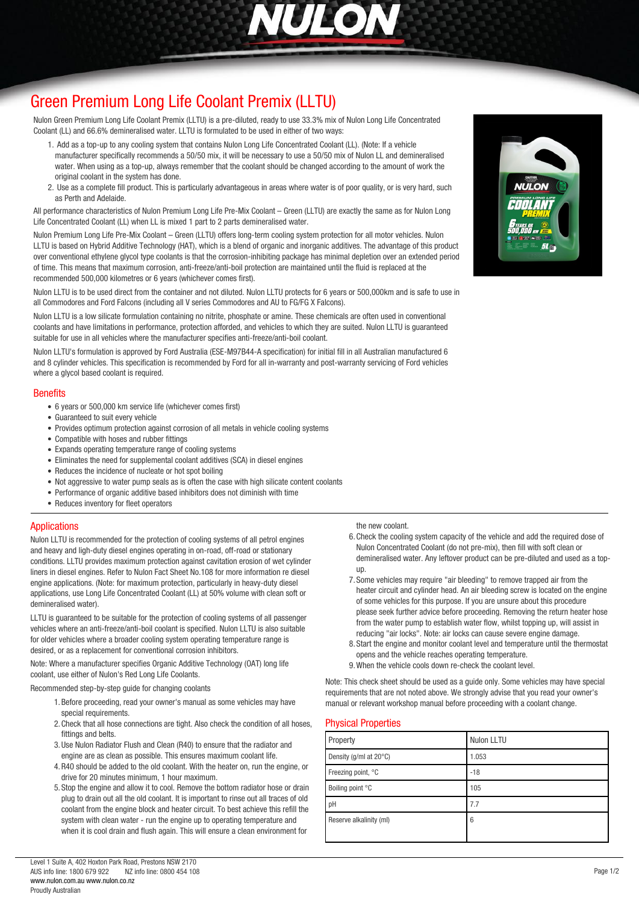# Green Premium Long Life Coolant Premix (LLTU)

Nulon Green Premium Long Life Coolant Premix (LLTU) is a pre-diluted, ready to use 33.3% mix of Nulon Long Life Concentrated Coolant (LL) and 66.6% demineralised water. LLTU is formulated to be used in either of two ways:

1. Add as a top-up to any cooling system that contains Nulon Long Life Concentrated Coolant (LL). (Note: If a vehicle manufacturer specifically recommends a 50/50 mix, it will be necessary to use a 50/50 mix of Nulon LL and demineralised water. When using as a top-up, always remember that the coolant should be changed according to the amount of work the original coolant in the system has done.
2. Use as a complete fill product. This is particularly advantageous in areas where water is of poor quality, or is very hard, such as Perth and Adelaide.

All performance characteristics of Nulon Premium Long Life Pre-Mix Coolant – Green (LLTU) are exactly the same as for Nulon Long Life Concentrated Coolant (LL) when LL is mixed 1 part to 2 parts demineralised water.

Nulon Premium Long Life Pre-Mix Coolant – Green (LLTU) offers long-term cooling system protection for all motor vehicles. Nulon LLTU is based on Hybrid Additive Technology (HAT), which is a blend of organic and inorganic additives. The advantage of this product over conventional ethylene glycol type coolants is that the corrosion-inhibiting package has minimal depletion over an extended period of time. This means that maximum corrosion, anti-freeze/anti-boil protection are maintained until the fluid is replaced at the recommended 500,000 kilometres or 6 years (whichever comes first).

Nulon LLTU is to be used direct from the container and not diluted. Nulon LLTU protects for 6 years or 500,000km and is safe to use in all Commodores and Ford Falcons (including all V series Commodores and AU to FG/FG X Falcons).

Nulon LLTU is a low silicate formulation containing no nitrite, phosphate or amine. These chemicals are often used in conventional coolants and have limitations in performance, protection afforded, and vehicles to which they are suited. Nulon LLTU is guaranteed suitable for use in all vehicles where the manufacturer specifies anti-freeze/anti-boil coolant.

Nulon LLTU's formulation is approved by Ford Australia (ESE-M97B44-A specification) for initial fill in all Australian manufactured 6 and 8 cylinder vehicles. This specification is recommended by Ford for all in-warranty and post-warranty servicing of Ford vehicles where a glycol based coolant is required.

## Benefits

- 6 years or 500,000 km service life (whichever comes first)
- Guaranteed to suit every vehicle
- Provides optimum protection against corrosion of all metals in vehicle cooling systems
- Compatible with hoses and rubber fittings
- Expands operating temperature range of cooling systems
- Eliminates the need for supplemental coolant additives (SCA) in diesel engines
- Reduces the incidence of nucleate or hot spot boiling
- Not aggressive to water pump seals as is often the case with high silicate content coolants
- Performance of organic additive based inhibitors does not diminish with time
- Reduces inventory for fleet operators

## Applications

Nulon LLTU is recommended for the protection of cooling systems of all petrol engines and heavy and ligh-duty diesel engines operating in on-road, off-road or stationary conditions. LLTU provides maximum protection against cavitation erosion of wet cylinder liners in diesel engines. Refer to Nulon Fact Sheet No.108 for more information re diesel engine applications. (Note: for maximum protection, particularly in heavy-duty diesel applications, use Long Life Concentrated Coolant (LL) at 50% volume with clean soft or demineralised water).

LLTU is guaranteed to be suitable for the protection of cooling systems of all passenger vehicles where an anti-freeze/anti-boil coolant is specified. Nulon LLTU is also suitable for older vehicles where a broader cooling system operating temperature range is desired, or as a replacement for conventional corrosion inhibitors.

Note: Where a manufacturer specifies Organic Additive Technology (OAT) long life coolant, use either of Nulon's Red Long Life Coolants.

Recommended step-by-step guide for changing coolants

1. Before proceeding, read your owner's manual as some vehicles may have special requirements.
2. Check that all hose connections are tight. Also check the condition of all hoses, fittings and belts.
3. Use Nulon Radiator Flush and Clean (R40) to ensure that the radiator and engine are as clean as possible. This ensures maximum coolant life.
4. R40 should be added to the old coolant. With the heater on, run the engine, or drive for 20 minutes minimum, 1 hour maximum.
5. Stop the engine and allow it to cool. Remove the bottom radiator hose or drain plug to drain out all the old coolant. It is important to rinse out all traces of old coolant from the engine block and heater circuit. To best achieve this refill the system with clean water - run the engine up to operating temperature and when it is cool drain and flush again. This will ensure a clean environment for the new coolant.
6. Check the cooling system capacity of the vehicle and add the required dose of Nulon Concentrated Coolant (do not pre-mix), then fill with soft clean or demineralised water. Any leftover product can be pre-diluted and used as a top-up.
7. Some vehicles may require "air bleeding" to remove trapped air from the heater circuit and cylinder head. An air bleeding screw is located on the engine of some vehicles for this purpose. If you are unsure about this procedure please seek further advice before proceeding. Removing the return heater hose from the water pump to establish water flow, whilst topping up, will assist in reducing "air locks". Note: air locks can cause severe engine damage.
8. Start the engine and monitor coolant level and temperature until the thermostat opens and the vehicle reaches operating temperature.
9. When the vehicle cools down re-check the coolant level.

Note: This check sheet should be used as a guide only. Some vehicles may have special requirements that are not noted above. We strongly advise that you read your owner's manual or relevant workshop manual before proceeding with a coolant change.

## Physical Properties

| Property | Nulon LLTU |
|---|---|
| Density (g/ml at 20°C) | 1.053 |
| Freezing point, °C | -18 |
| Boiling point °C | 105 |
| pH | 7.7 |
| Reserve alkalinity (ml) | 6 |

Level 1 Suite A, 402 Hoxton Park Road, Prestons NSW 2170
AUS info line: 1800 679 922 NZ info line: 0800 454 108
www.nulon.com.au www.nulon.co.nz
Proudly Australian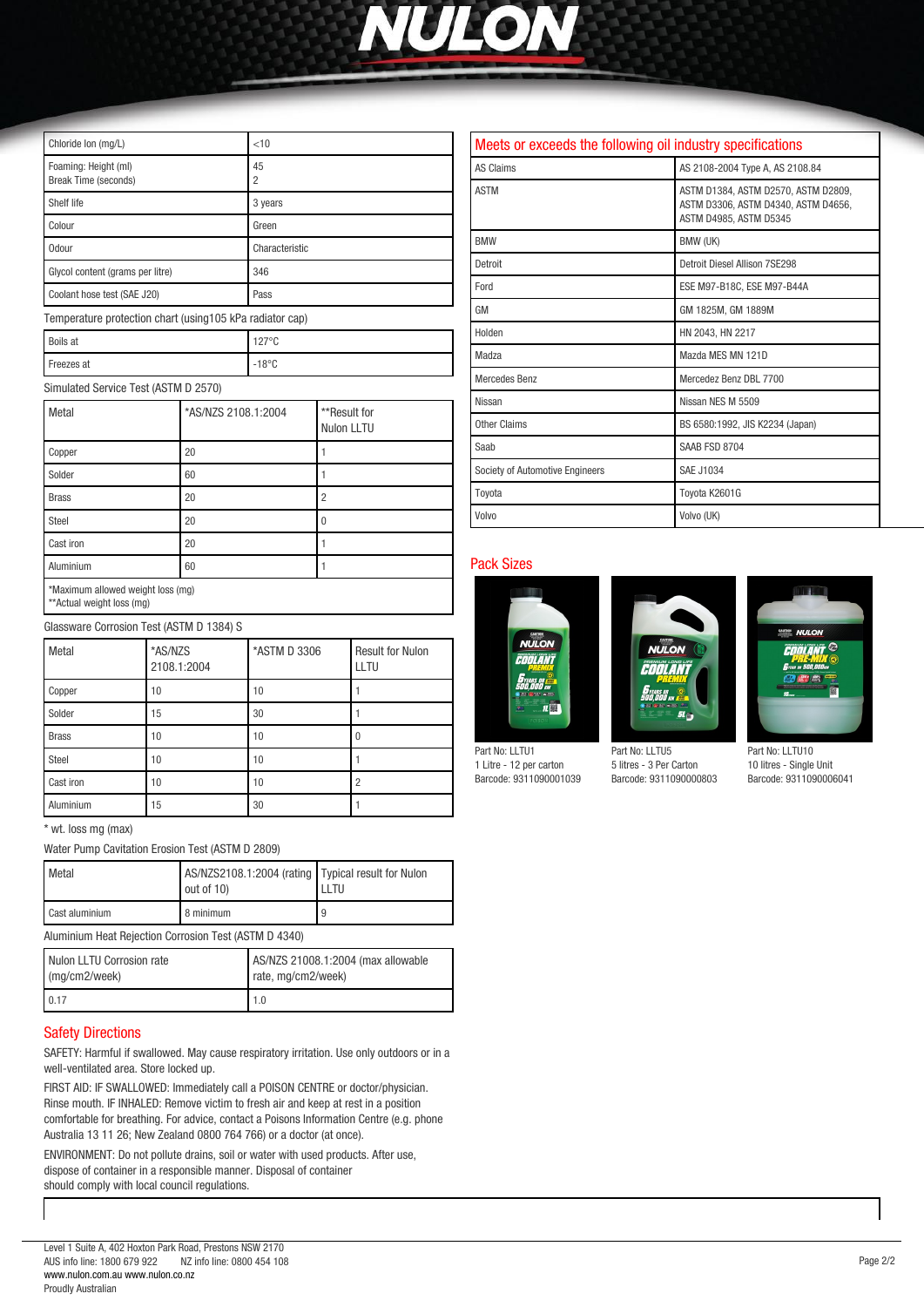| | |
|---|---|
| Chloride Ion (mg/L) | <10 |
| Foaming: Height (ml)<br>Break Time (seconds) | 45<br>2 |
| Shelf life | 3 years |
| Colour | Green |
| Odour | Characteristic |
| Glycol content (grams per litre) | 346 |
| Coolant hose test (SAE J20) | Pass |

Temperature protection chart (using105 kPa radiator cap)

| | |
|---|---|
| Boils at | 127°C |
| Freezes at | -18°C |

Simulated Service Test (ASTM D 2570)

| Metal | *AS/NZS 2108.1:2004 | **Result for Nulon LLTU |
|---|---|---|
| Copper | 20 | 1 |
| Solder | 60 | 1 |
| Brass | 20 | 2 |
| Steel | 20 | 0 |
| Cast iron | 20 | 1 |
| Aluminium | 60 | 1 |

*Maximum allowed weight loss (mg)
**Actual weight loss (mg)

Glassware Corrosion Test (ASTM D 1384) S

| Metal | *AS/NZS 2108.1:2004 | *ASTM D 3306 | Result for Nulon LLTU |
|---|---|---|---|
| Copper | 10 | 10 | 1 |
| Solder | 15 | 30 | 1 |
| Brass | 10 | 10 | 0 |
| Steel | 10 | 10 | 1 |
| Cast iron | 10 | 10 | 2 |
| Aluminium | 15 | 30 | 1 |

* wt. loss mg (max)

Water Pump Cavitation Erosion Test (ASTM D 2809)

| Metal | AS/NZS2108.1:2004 (rating out of 10) | Typical result for Nulon LLTU |
|---|---|---|
| Cast aluminium | 8 minimum | 9 |

Aluminium Heat Rejection Corrosion Test (ASTM D 4340)

| Nulon LLTU Corrosion rate (mg/cm2/week) | AS/NZS 21008.1:2004 (max allowable rate, mg/cm2/week) |
|---|---|
| 0.17 | 1.0 |

## Safety Directions

SAFETY: Harmful if swallowed. May cause respiratory irritation. Use only outdoors or in a well-ventilated area. Store locked up.

FIRST AID: IF SWALLOWED: Immediately call a POISON CENTRE or doctor/physician. Rinse mouth. IF INHALED: Remove victim to fresh air and keep at rest in a position comfortable for breathing. For advice, contact a Poisons Information Centre (e.g. phone Australia 13 11 26; New Zealand 0800 764 766) or a doctor (at once).

ENVIRONMENT: Do not pollute drains, soil or water with used products. After use, dispose of container in a responsible manner. Disposal of container should comply with local council regulations.

## Meets or exceeds the following oil industry specifications

| | |
|---|---|
| AS Claims | AS 2108-2004 Type A, AS 2108.84 |
| ASTM | ASTM D1384, ASTM D2570, ASTM D2809, ASTM D3306, ASTM D4340, ASTM D4656, ASTM D4985, ASTM D5345 |
| BMW | BMW (UK) |
| Detroit | Detroit Diesel Allison 7SE298 |
| Ford | ESE M97-B18C, ESE M97-B44A |
| GM | GM 1825M, GM 1889M |
| Holden | HN 2043, HN 2217 |
| Madza | Mazda MES MN 121D |
| Mercedes Benz | Mercedez Benz DBL 7700 |
| Nissan | Nissan NES M 5509 |
| Other Claims | BS 6580:1992, JIS K2234 (Japan) |
| Saab | SAAB FSD 8704 |
| Society of Automotive Engineers | SAE J1034 |
| Toyota | Toyota K2601G |
| Volvo | Volvo (UK) |

## Pack Sizes

Part No: LLTU1
1 Litre - 12 per carton
Barcode: 9311090001039

Part No: LLTU5
5 litres - 3 Per Carton
Barcode: 9311090000803

Part No: LLTU10
10 litres - Single Unit
Barcode: 9311090006041

Level 1 Suite A, 402 Hoxton Park Road, Prestons NSW 2170
AUS info line: 1800 679 922 NZ info line: 0800 454 108
www.nulon.com.au www.nulon.co.nz
Proudly Australian